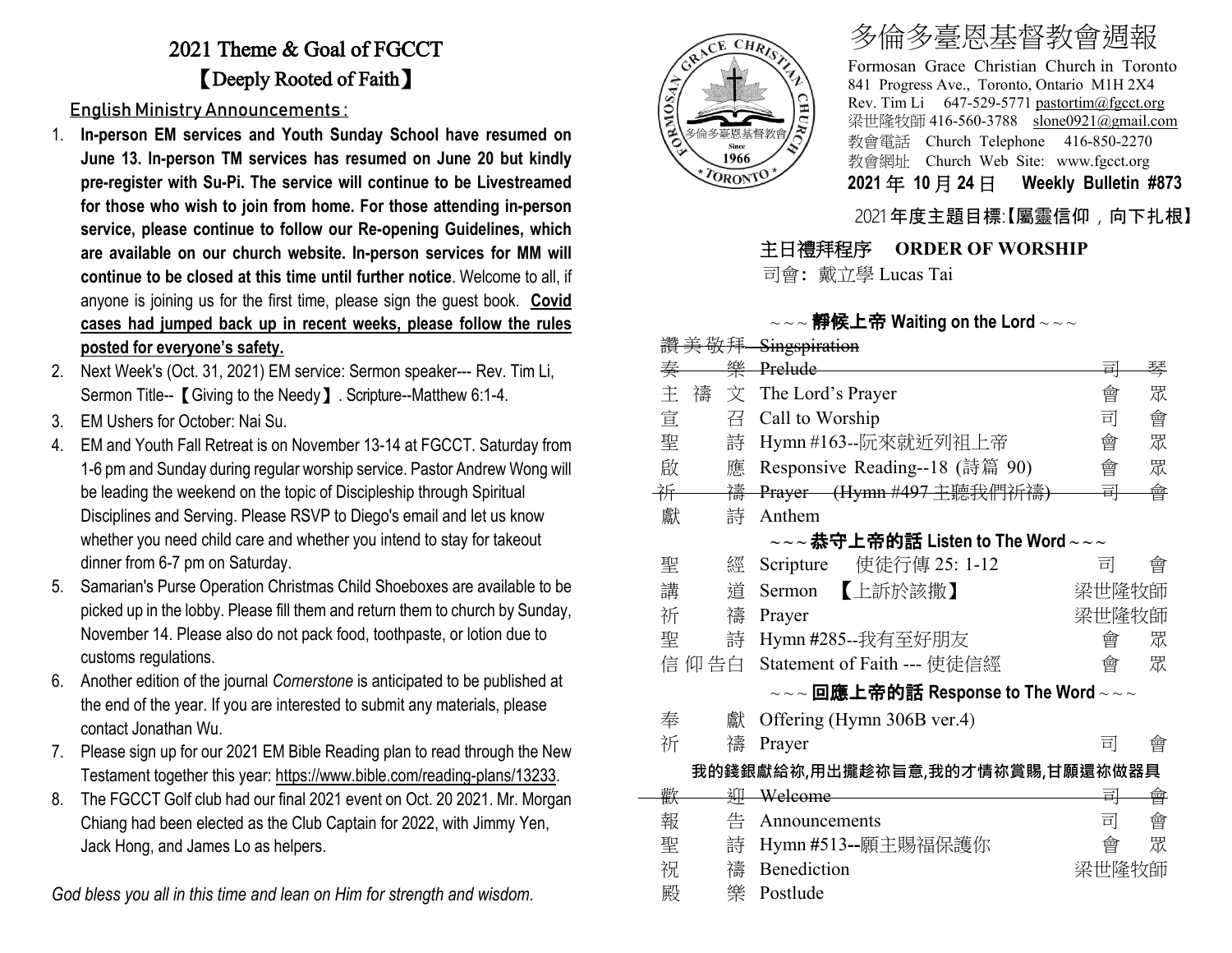# 2021 Theme & Goal of FGCCT

## 【Deeply Rooted of Faith】

### English Ministry Announcements :

1. **In-person EM services and Youth Sunday School have resumed on June 13. In-person TM services has resumed on June 20 but kindly pre-register with Su-Pi. The service will continue to be Livestreamed for those who wish to join from home. For those attending in-person service, please continue to follow our Re-opening Guidelines, which are available on our church website. In-person services for MM will continue to be closed at this time until further notice**. Welcome to all, if anyone is joining us for the first time, please sign the guest book. **Covid cases had jumped back up in recent weeks, please follow the rules posted for everyone's safety.**
2. Next Week's (Oct. 31, 2021) EM service: Sermon speaker--- Rev. Tim Li, Sermon Title--【Giving to the Needy】. Scripture--Matthew 6:1-4.
3. EM Ushers for October: Nai Su.
4. EM and Youth Fall Retreat is on November 13-14 at FGCCT. Saturday from 1-6 pm and Sunday during regular worship service. Pastor Andrew Wong will be leading the weekend on the topic of Discipleship through Spiritual Disciplines and Serving. Please RSVP to Diego's email and let us know whether you need child care and whether you intend to stay for takeout dinner from 6-7 pm on Saturday.
5. Samarian's Purse Operation Christmas Child Shoeboxes are available to be picked up in the lobby. Please fill them and return them to church by Sunday, November 14. Please also do not pack food, toothpaste, or lotion due to customs regulations.
6. Another edition of the journal *Cornerstone* is anticipated to be published at the end of the year. If you are interested to submit any materials, please contact Jonathan Wu.
7. Please sign up for our 2021 EM Bible Reading plan to read through the New Testament together this year: https://www.bible.com/reading-plans/13233.
8. The FGCCT Golf club had our final 2021 event on Oct. 20 2021. Mr. Morgan Chiang had been elected as the Club Captain for 2022, with Jimmy Yen, Jack Hong, and James Lo as helpers.

*God bless you all in this time and lean on Him for strength and wisdom.*

# 多倫多臺恩基督教會週報

Formosan Grace Christian Church in Toronto
841 Progress Ave., Toronto, Ontario M1H 2X4
Rev. Tim Li 647-529-5771 pastortim@fgcct.org
梁世隆牧師 416-560-3788 slone0921@gmail.com
教會電話 Church Telephone 416-850-2270
教會網址 Church Web Site: www.fgcct.org

**2021 年 10 月 24 日 Weekly Bulletin #873**

2021 **年度主題目標:【屬靈信仰，向下扎根】**

## 主日禮拜程序 ORDER OF WORSHIP

司會: 戴立學 Lucas Tai

**~~~ 靜候上帝 Waiting on the Lord ~~~**

| | | |
|---|---|---|
| ~~讚美敬拜~~ | ~~Singspiration~~ | |
| ~~奏 樂~~ | ~~Prelude~~ | ~~司 琴~~ |
| 主 禱 文 | The Lord's Prayer | 會 眾 |
| 宣 召 | Call to Worship | 司 會 |
| 聖 詩 | Hymn #163--阮來就近列祖上帝 | 會 眾 |
| 啟 應 | Responsive Reading--18 (詩篇 90) | 會 眾 |
| ~~祈 禱~~ | ~~Prayer (Hymn #497 主聽我們祈禱)~~ | ~~司 會~~ |
| 獻 詩 | Anthem | |

**~~~ 恭守上帝的話 Listen to The Word ~~~**

| | | |
|---|---|---|
| 聖 經 | Scripture 使徒行傳 25: 1-12 | 司 會 |
| 講 道 | Sermon 【上訴於該撒】 | 梁世隆牧師 |
| 祈 禱 | Prayer | 梁世隆牧師 |
| 聖 詩 | Hymn #285--我有至好朋友 | 會 眾 |
| 信仰告白 | Statement of Faith --- 使徒信經 | 會 眾 |

**~~~ 回應上帝的話 Response to The Word ~~~**

| | | |
|---|---|---|
| 奉 獻 | Offering (Hymn 306B ver.4) | |
| 祈 禱 | Prayer | 司 會 |

**我的錢銀獻給祢,用出攏趁祢旨意,我的才情祢賞賜,甘願還祢做器具**

| | | |
|---|---|---|
| ~~歡 迎~~ | ~~Welcome~~ | ~~司 會~~ |
| 報 告 | Announcements | 司 會 |
| 聖 詩 | Hymn #513--願主賜福保護你 | 會 眾 |
| 祝 禱 | Benediction | 梁世隆牧師 |
| 殿 樂 | Postlude | |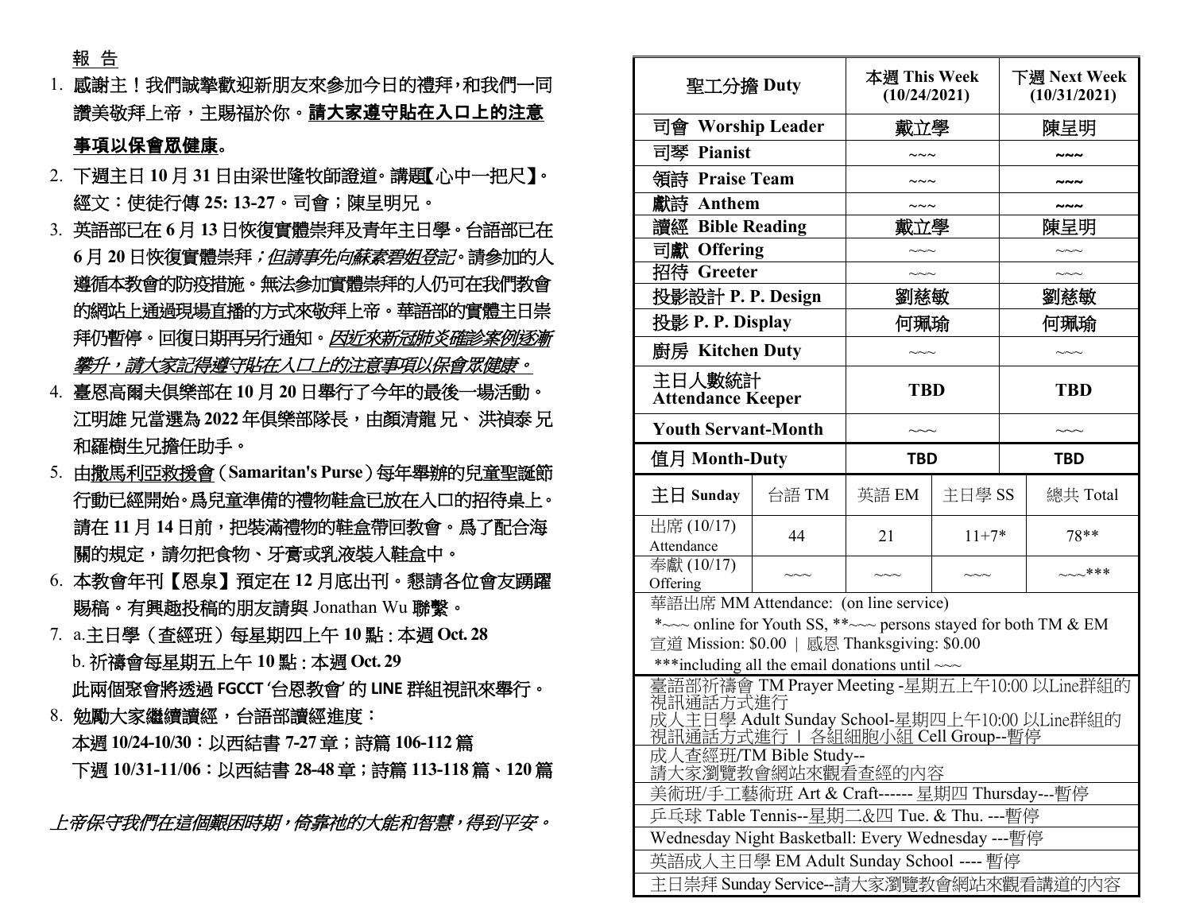## 報 告

1. 感謝主！我們誠摯歡迎新朋友來參加今日的禮拜，和我們一同讚美敬拜上帝，主賜福於你。**<u>請大家遵守貼在入口上的注意事項以保會眾健康</u>。**
2. 下週主日 **10** 月 **31** 日由梁世隆牧師證道。講題【心中一把尺】。經文：使徒行傳 **25: 13-27**。司會；陳呈明兄。
3. 英語部已在 **6** 月 **13** 日恢復實體崇拜及青年主日學。台語部已在 **6** 月 **20** 日恢復實體崇拜；*<u>但請事先向蘇素碧姐登記</u>*。請參加的人遵循本教會的防疫措施。無法參加實體崇拜的人仍可在我們教會的網站上通過現場直播的方式來敬拜上帝。華語部的實體主日崇拜仍暫停。回復日期再另行通知。*<u>因近來新冠肺炎確診案例逐漸攀升，請大家記得遵守貼在入口上的注意事項以保會眾健康。</u>*
4. 臺恩高爾夫俱樂部在 **10** 月 **20** 日舉行了今年的最後一場活動。江明雄 兄當選為 **2022** 年俱樂部隊長，由顏清龍 兄、 洪禎泰 兄和羅樹生兄擔任助手。
5. 由<u>撒馬利亞救援會</u>（**Samaritan's Purse**）每年舉辦的兒童聖誕節行動已經開始。為兒童準備的禮物鞋盒已放在入口的招待桌上。請在 **11** 月 **14** 日前，把裝滿禮物的鞋盒帶回教會。為了配合海關的規定，請勿把食物、牙膏或乳液裝入鞋盒中。
6. 本教會年刊【恩泉】預定在 **12** 月底出刊。懇請各位會友踴躍賜稿。有興趣投稿的朋友請與 Jonathan Wu 聯繫。
7. a.主日學（查經班）每星期四上午 **10** 點 : 本週 **Oct. 28**
   b. 祈禱會每星期五上午 **10** 點 : 本週 **Oct. 29**
   此兩個聚會將透過 **FGCCT** '台恩教會' 的 **LINE** 群組視訊來舉行。
8. 勉勵大家繼續讀經，台語部讀經進度：
   本週 **10/24-10/30**：以西結書 **7-27** 章；詩篇 **106-112** 篇
   下週 **10/31-11/06**：以西結書 **28-48** 章；詩篇 **113-118** 篇、**120** 篇

*上帝保守我們在這個艱困時期，倚靠祂的大能和智慧，得到平安。*

| 聖工分擔 Duty | 本週 This Week (10/24/2021) | 下週 Next Week (10/31/2021) |
|---|---|---|
| 司會 Worship Leader | 戴立學 | 陳呈明 |
| 司琴 Pianist | ~~~ | ~~~ |
| 領詩 Praise Team | ~~~ | ~~~ |
| 獻詩 Anthem | ~~~ | ~~~ |
| 讀經 Bible Reading | 戴立學 | 陳呈明 |
| 司獻 Offering | ~~~ | ~~~ |
| 招待 Greeter | ~~~ | ~~~ |
| 投影設計 P. P. Design | 劉慈敏 | 劉慈敏 |
| 投影 P. P. Display | 何珮瑜 | 何珮瑜 |
| 廚房 Kitchen Duty | ~~~ | ~~~ |
| 主日人數統計 Attendance Keeper | TBD | TBD |
| Youth Servant-Month | ~~~ | ~~~ |
| 值月 Month-Duty | TBD | TBD |

| 主日 Sunday | 台語 TM | 英語 EM | 主日學 SS | 總共 Total |
|---|---|---|---|---|
| 出席 (10/17) Attendance | 44 | 21 | 11+7* | 78** |
| 奉獻 (10/17) Offering | ~~~ | ~~~ | ~~~ | ~~~*** |

華語出席 MM Attendance: (on line service)

*~~~ online for Youth SS, **~~~ persons stayed for both TM & EM

宣道 Mission: $0.00 ｜ 感恩 Thanksgiving: $0.00

***including all the email donations until ~~~

臺語部祈禱會 TM Prayer Meeting -星期五上午10:00 以Line群組的視訊通話方式進行

成人主日學 Adult Sunday School-星期四上午10:00 以Line群組的視訊通話方式進行 ｜ 各組細胞小組 Cell Group--暫停

成人查經班/TM Bible Study-- 請大家瀏覽教會網站來觀看查經的內容

美術班/手工藝術班 Art & Craft------ 星期四 Thursday---暫停

乒乓球 Table Tennis--星期二&四 Tue. & Thu. ---暫停

Wednesday Night Basketball: Every Wednesday ---暫停

英語成人主日學 EM Adult Sunday School ---- 暫停

主日崇拜 Sunday Service--請大家瀏覽教會網站來觀看講道的內容